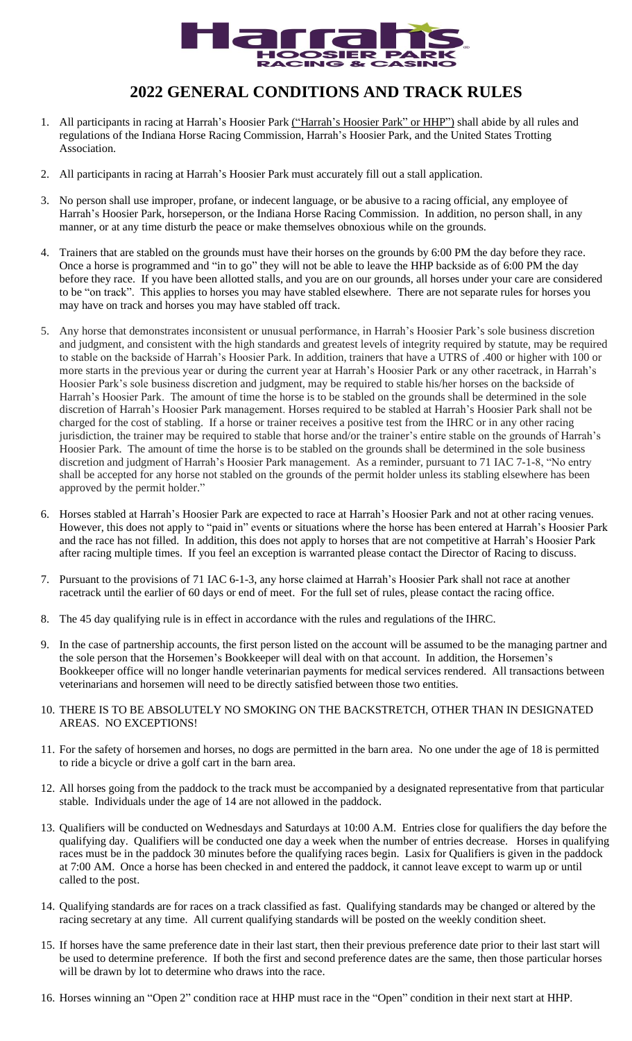# 2022 GENERAL CONDITIONS AND TRACK RULES

1. All participants in racing at Harrah's Hoosier Park ("Harrah's Hoosier Park" or HHP") shall abide by all rules and regulations of the Indiana Horse Racing Commission, Harrah's Hoosier Park, and the United States Trotting Association.

2. All participants in racing at Harrah's Hoosier Park must accurately fill out a stall application.

3. No person shall use improper, profane, or indecent language, or be abusive to a racing official, any employee of Harrah's Hoosier Park, horseperson, or the Indiana Horse Racing Commission. In addition, no person shall, in any manner, or at any time disturb the peace or make themselves obnoxious while on the grounds.

4. Trainers that are stabled on the grounds must have their horses on the grounds by 6:00 PM the day before they race. Once a horse is programmed and "in to go" they will not be able to leave the HHP backside as of 6:00 PM the day before they race. If you have been allotted stalls, and you are on our grounds, all horses under your care are considered to be "on track". This applies to horses you may have stabled elsewhere. There are not separate rules for horses you may have on track and horses you may have stabled off track.

5. Any horse that demonstrates inconsistent or unusual performance, in Harrah's Hoosier Park's sole business discretion and judgment, and consistent with the high standards and greatest levels of integrity required by statute, may be required to stable on the backside of Harrah's Hoosier Park. In addition, trainers that have a UTRS of .400 or higher with 100 or more starts in the previous year or during the current year at Harrah's Hoosier Park or any other racetrack, in Harrah's Hoosier Park's sole business discretion and judgment, may be required to stable his/her horses on the backside of Harrah's Hoosier Park. The amount of time the horse is to be stabled on the grounds shall be determined in the sole discretion of Harrah's Hoosier Park management. Horses required to be stabled at Harrah's Hoosier Park shall not be charged for the cost of stabling. If a horse or trainer receives a positive test from the IHRC or in any other racing jurisdiction, the trainer may be required to stable that horse and/or the trainer's entire stable on the grounds of Harrah's Hoosier Park. The amount of time the horse is to be stabled on the grounds shall be determined in the sole business discretion and judgment of Harrah's Hoosier Park management. As a reminder, pursuant to 71 IAC 7-1-8, "No entry shall be accepted for any horse not stabled on the grounds of the permit holder unless its stabling elsewhere has been approved by the permit holder."

6. Horses stabled at Harrah's Hoosier Park are expected to race at Harrah's Hoosier Park and not at other racing venues. However, this does not apply to "paid in" events or situations where the horse has been entered at Harrah's Hoosier Park and the race has not filled. In addition, this does not apply to horses that are not competitive at Harrah's Hoosier Park after racing multiple times. If you feel an exception is warranted please contact the Director of Racing to discuss.

7. Pursuant to the provisions of 71 IAC 6-1-3, any horse claimed at Harrah's Hoosier Park shall not race at another racetrack until the earlier of 60 days or end of meet. For the full set of rules, please contact the racing office.

8. The 45 day qualifying rule is in effect in accordance with the rules and regulations of the IHRC.

9. In the case of partnership accounts, the first person listed on the account will be assumed to be the managing partner and the sole person that the Horsemen's Bookkeeper will deal with on that account. In addition, the Horsemen's Bookkeeper office will no longer handle veterinarian payments for medical services rendered. All transactions between veterinarians and horsemen will need to be directly satisfied between those two entities.

10. THERE IS TO BE ABSOLUTELY NO SMOKING ON THE BACKSTRETCH, OTHER THAN IN DESIGNATED AREAS. NO EXCEPTIONS!

11. For the safety of horsemen and horses, no dogs are permitted in the barn area. No one under the age of 18 is permitted to ride a bicycle or drive a golf cart in the barn area.

12. All horses going from the paddock to the track must be accompanied by a designated representative from that particular stable. Individuals under the age of 14 are not allowed in the paddock.

13. Qualifiers will be conducted on Wednesdays and Saturdays at 10:00 A.M. Entries close for qualifiers the day before the qualifying day. Qualifiers will be conducted one day a week when the number of entries decrease. Horses in qualifying races must be in the paddock 30 minutes before the qualifying races begin. Lasix for Qualifiers is given in the paddock at 7:00 AM. Once a horse has been checked in and entered the paddock, it cannot leave except to warm up or until called to the post.

14. Qualifying standards are for races on a track classified as fast. Qualifying standards may be changed or altered by the racing secretary at any time. All current qualifying standards will be posted on the weekly condition sheet.

15. If horses have the same preference date in their last start, then their previous preference date prior to their last start will be used to determine preference. If both the first and second preference dates are the same, then those particular horses will be drawn by lot to determine who draws into the race.

16. Horses winning an "Open 2" condition race at HHP must race in the "Open" condition in their next start at HHP.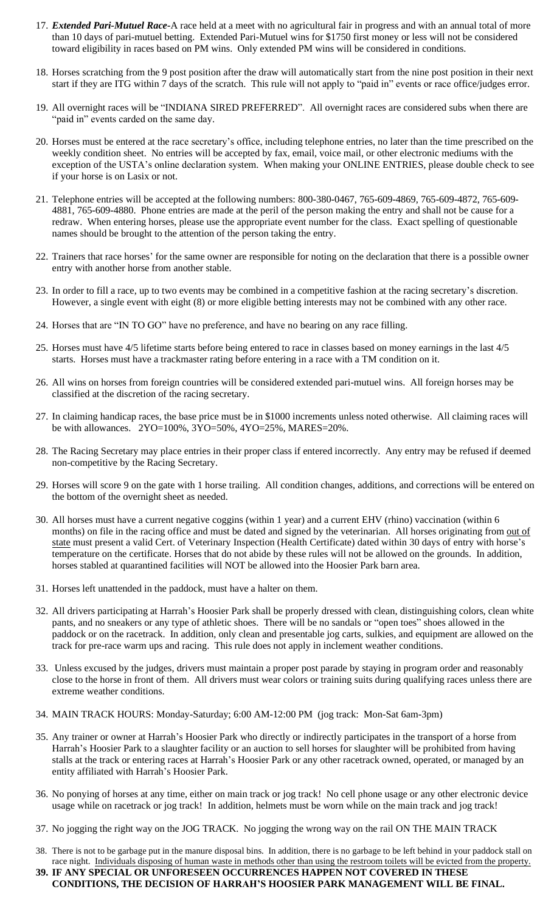17. ***Extended Pari-Mutuel Race-*** A race held at a meet with no agricultural fair in progress and with an annual total of more than 10 days of pari-mutuel betting. Extended Pari-Mutuel wins for $1750 first money or less will not be considered toward eligibility in races based on PM wins. Only extended PM wins will be considered in conditions.

18. Horses scratching from the 9 post position after the draw will automatically start from the nine post position in their next start if they are ITG within 7 days of the scratch. This rule will not apply to "paid in" events or race office/judges error.

19. All overnight races will be "INDIANA SIRED PREFERRED". All overnight races are considered subs when there are "paid in" events carded on the same day.

20. Horses must be entered at the race secretary's office, including telephone entries, no later than the time prescribed on the weekly condition sheet. No entries will be accepted by fax, email, voice mail, or other electronic mediums with the exception of the USTA's online declaration system. When making your ONLINE ENTRIES, please double check to see if your horse is on Lasix or not.

21. Telephone entries will be accepted at the following numbers: 800-380-0467, 765-609-4869, 765-609-4872, 765-609-4881, 765-609-4880. Phone entries are made at the peril of the person making the entry and shall not be cause for a redraw. When entering horses, please use the appropriate event number for the class. Exact spelling of questionable names should be brought to the attention of the person taking the entry.

22. Trainers that race horses' for the same owner are responsible for noting on the declaration that there is a possible owner entry with another horse from another stable.

23. In order to fill a race, up to two events may be combined in a competitive fashion at the racing secretary's discretion. However, a single event with eight (8) or more eligible betting interests may not be combined with any other race.

24. Horses that are "IN TO GO" have no preference, and have no bearing on any race filling.

25. Horses must have 4/5 lifetime starts before being entered to race in classes based on money earnings in the last 4/5 starts. Horses must have a trackmaster rating before entering in a race with a TM condition on it.

26. All wins on horses from foreign countries will be considered extended pari-mutuel wins. All foreign horses may be classified at the discretion of the racing secretary.

27. In claiming handicap races, the base price must be in $1000 increments unless noted otherwise. All claiming races will be with allowances. 2YO=100%, 3YO=50%, 4YO=25%, MARES=20%.

28. The Racing Secretary may place entries in their proper class if entered incorrectly. Any entry may be refused if deemed non-competitive by the Racing Secretary.

29. Horses will score 9 on the gate with 1 horse trailing. All condition changes, additions, and corrections will be entered on the bottom of the overnight sheet as needed.

30. All horses must have a current negative coggins (within 1 year) and a current EHV (rhino) vaccination (within 6 months) on file in the racing office and must be dated and signed by the veterinarian. All horses originating from <u>out of state</u> must present a valid Cert. of Veterinary Inspection (Health Certificate) dated within 30 days of entry with horse's temperature on the certificate. Horses that do not abide by these rules will not be allowed on the grounds. In addition, horses stabled at quarantined facilities will NOT be allowed into the Hoosier Park barn area.

31. Horses left unattended in the paddock, must have a halter on them.

32. All drivers participating at Harrah's Hoosier Park shall be properly dressed with clean, distinguishing colors, clean white pants, and no sneakers or any type of athletic shoes. There will be no sandals or "open toes" shoes allowed in the paddock or on the racetrack. In addition, only clean and presentable jog carts, sulkies, and equipment are allowed on the track for pre-race warm ups and racing. This rule does not apply in inclement weather conditions.

33. Unless excused by the judges, drivers must maintain a proper post parade by staying in program order and reasonably close to the horse in front of them. All drivers must wear colors or training suits during qualifying races unless there are extreme weather conditions.

34. MAIN TRACK HOURS: Monday-Saturday; 6:00 AM-12:00 PM (jog track: Mon-Sat 6am-3pm)

35. Any trainer or owner at Harrah's Hoosier Park who directly or indirectly participates in the transport of a horse from Harrah's Hoosier Park to a slaughter facility or an auction to sell horses for slaughter will be prohibited from having stalls at the track or entering races at Harrah's Hoosier Park or any other racetrack owned, operated, or managed by an entity affiliated with Harrah's Hoosier Park.

36. No ponying of horses at any time, either on main track or jog track! No cell phone usage or any other electronic device usage while on racetrack or jog track! In addition, helmets must be worn while on the main track and jog track!

37. No jogging the right way on the JOG TRACK. No jogging the wrong way on the rail ON THE MAIN TRACK

38. There is not to be garbage put in the manure disposal bins. In addition, there is no garbage to be left behind in your paddock stall on race night. <u>Individuals disposing of human waste in methods other than using the restroom toilets will be evicted from the property.</u>

39. **IF ANY SPECIAL OR UNFORESEEN OCCURRENCES HAPPEN NOT COVERED IN THESE CONDITIONS, THE DECISION OF HARRAH'S HOOSIER PARK MANAGEMENT WILL BE FINAL.**